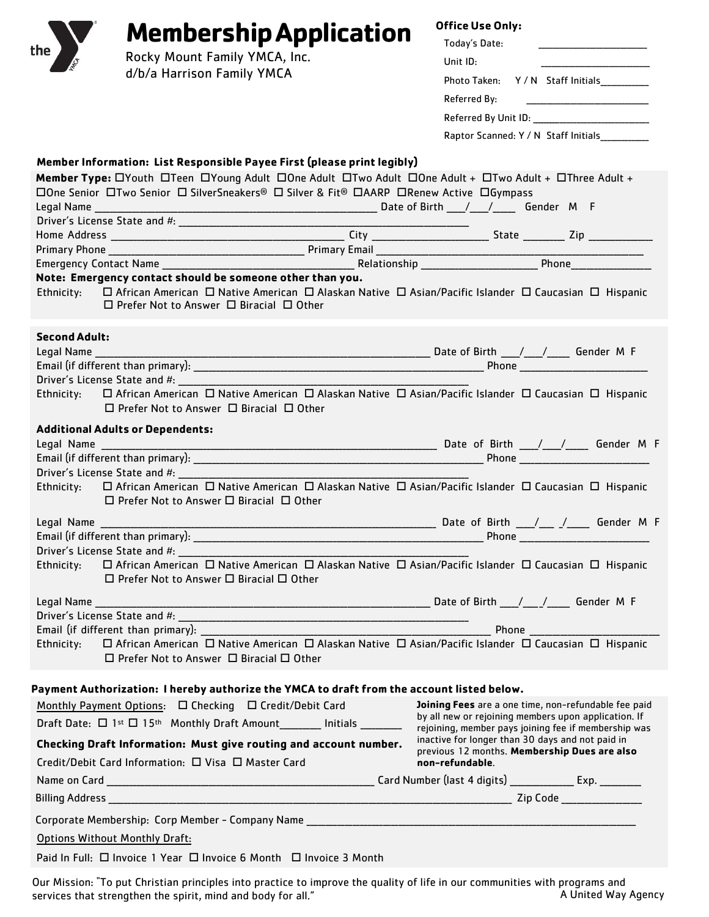# Membership Application

Rocky Mount Family YMCA, Inc.
d/b/a Harrison Family YMCA

**Office Use Only:**

Today's Date: ____________________

Unit ID: ____________________

Photo Taken: Y / N Staff Initials_________

Referred By: ____________________

Referred By Unit ID: ____________________

Raptor Scanned: Y / N Staff Initials_________

**Member Information: List Responsible Payee First (please print legibly)**

**Member Type:** ☐Youth ☐Teen ☐Young Adult ☐One Adult ☐Two Adult ☐One Adult + ☐Two Adult + ☐Three Adult + ☐One Senior ☐Two Senior ☐ SilverSneakers® ☐ Silver & Fit® ☐AARP ☐Renew Active ☐Gympass

Legal Name ________________________________________ Date of Birth ___/___/____ Gender M F

Driver's License State and #: ________________________________________

Home Address ________________________________ City ________________ State _______ Zip __________

Primary Phone ____________________________ Primary Email ________________________________________

Emergency Contact Name ___________________________ Relationship __________________ Phone_____________

**Note: Emergency contact should be someone other than you.**

Ethnicity: ☐ African American ☐ Native American ☐ Alaskan Native ☐ Asian/Pacific Islander ☐ Caucasian ☐ Hispanic ☐ Prefer Not to Answer ☐ Biracial ☐ Other

**Second Adult:**

Legal Name ________________________________________ Date of Birth ___/___/____ Gender M F

Email (if different than primary): ________________________________________ Phone ____________________

Driver's License State and #: ________________________________________

Ethnicity: ☐ African American ☐ Native American ☐ Alaskan Native ☐ Asian/Pacific Islander ☐ Caucasian ☐ Hispanic ☐ Prefer Not to Answer ☐ Biracial ☐ Other

**Additional Adults or Dependents:**

Legal Name ________________________________________ Date of Birth ___/___/____ Gender M F

Email (if different than primary): ________________________________________ Phone ____________________

Driver's License State and #: ________________________________________

Ethnicity: ☐ African American ☐ Native American ☐ Alaskan Native ☐ Asian/Pacific Islander ☐ Caucasian ☐ Hispanic ☐ Prefer Not to Answer ☐ Biracial ☐ Other

Legal Name ________________________________________ Date of Birth ___/___/____ Gender M F

Email (if different than primary): ________________________________________ Phone ____________________

Driver's License State and #: ________________________________________

Ethnicity: ☐ African American ☐ Native American ☐ Alaskan Native ☐ Asian/Pacific Islander ☐ Caucasian ☐ Hispanic ☐ Prefer Not to Answer ☐ Biracial ☐ Other

Legal Name ________________________________________ Date of Birth ___/___/____ Gender M F

Driver's License State and #: ________________________________________

Email (if different than primary): ________________________________________ Phone ____________________

Ethnicity: ☐ African American ☐ Native American ☐ Alaskan Native ☐ Asian/Pacific Islander ☐ Caucasian ☐ Hispanic ☐ Prefer Not to Answer ☐ Biracial ☐ Other

**Payment Authorization: I hereby authorize the YMCA to draft from the account listed below.**

Monthly Payment Options: ☐ Checking ☐ Credit/Debit Card

Draft Date: ☐ 1st ☐ 15th Monthly Draft Amount_______ Initials _______

**Checking Draft Information: Must give routing and account number.**

Credit/Debit Card Information: ☐ Visa ☐ Master Card

**Joining Fees** are a one time, non-refundable fee paid by all new or rejoining members upon application. If rejoining, member pays joining fee if membership was inactive for longer than 30 days and not paid in previous 12 months. **Membership Dues are also non-refundable**.

Name on Card ________________________________ Card Number (last 4 digits) __________ Exp. _______

Billing Address ________________________________________________ Zip Code ______________

Corporate Membership: Corp Member - Company Name ________________________________________

Options Without Monthly Draft:

Paid In Full: ☐ Invoice 1 Year ☐ Invoice 6 Month ☐ Invoice 3 Month

Our Mission: "To put Christian principles into practice to improve the quality of life in our communities with programs and services that strengthen the spirit, mind and body for all."

A United Way Agency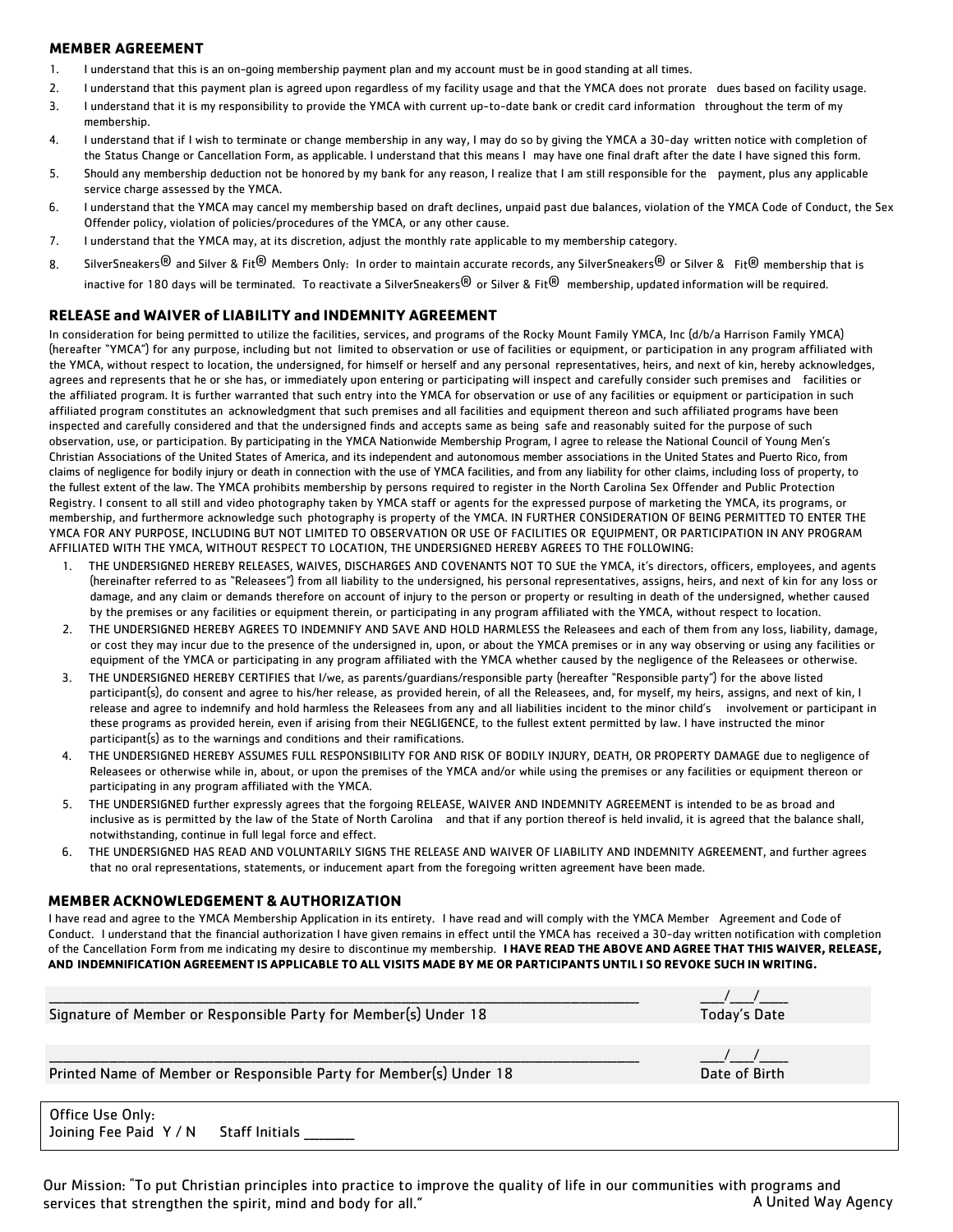### MEMBER AGREEMENT

1. I understand that this is an on-going membership payment plan and my account must be in good standing at all times.
2. I understand that this payment plan is agreed upon regardless of my facility usage and that the YMCA does not prorate dues based on facility usage.
3. I understand that it is my responsibility to provide the YMCA with current up-to-date bank or credit card information throughout the term of my membership.
4. I understand that if I wish to terminate or change membership in any way, I may do so by giving the YMCA a 30-day written notice with completion of the Status Change or Cancellation Form, as applicable. I understand that this means I may have one final draft after the date I have signed this form.
5. Should any membership deduction not be honored by my bank for any reason, I realize that I am still responsible for the payment, plus any applicable service charge assessed by the YMCA.
6. I understand that the YMCA may cancel my membership based on draft declines, unpaid past due balances, violation of the YMCA Code of Conduct, the Sex Offender policy, violation of policies/procedures of the YMCA, or any other cause.
7. I understand that the YMCA may, at its discretion, adjust the monthly rate applicable to my membership category.
8. SilverSneakers® and Silver & Fit® Members Only: In order to maintain accurate records, any SilverSneakers® or Silver & Fit® membership that is inactive for 180 days will be terminated. To reactivate a SilverSneakers® or Silver & Fit® membership, updated information will be required.

### RELEASE and WAIVER of LIABILITY and INDEMNITY AGREEMENT

In consideration for being permitted to utilize the facilities, services, and programs of the Rocky Mount Family YMCA, Inc (d/b/a Harrison Family YMCA) (hereafter "YMCA") for any purpose, including but not limited to observation or use of facilities or equipment, or participation in any program affiliated with the YMCA, without respect to location, the undersigned, for himself or herself and any personal representatives, heirs, and next of kin, hereby acknowledges, agrees and represents that he or she has, or immediately upon entering or participating will inspect and carefully consider such premises and facilities or the affiliated program. It is further warranted that such entry into the YMCA for observation or use of any facilities or equipment or participation in such affiliated program constitutes an acknowledgment that such premises and all facilities and equipment thereon and such affiliated programs have been inspected and carefully considered and that the undersigned finds and accepts same as being safe and reasonably suited for the purpose of such observation, use, or participation. By participating in the YMCA Nationwide Membership Program, I agree to release the National Council of Young Men's Christian Associations of the United States of America, and its independent and autonomous member associations in the United States and Puerto Rico, from claims of negligence for bodily injury or death in connection with the use of YMCA facilities, and from any liability for other claims, including loss of property, to the fullest extent of the law. The YMCA prohibits membership by persons required to register in the North Carolina Sex Offender and Public Protection Registry. I consent to all still and video photography taken by YMCA staff or agents for the expressed purpose of marketing the YMCA, its programs, or membership, and furthermore acknowledge such photography is property of the YMCA. IN FURTHER CONSIDERATION OF BEING PERMITTED TO ENTER THE YMCA FOR ANY PURPOSE, INCLUDING BUT NOT LIMITED TO OBSERVATION OR USE OF FACILITIES OR EQUIPMENT, OR PARTICIPATION IN ANY PROGRAM AFFILIATED WITH THE YMCA, WITHOUT RESPECT TO LOCATION, THE UNDERSIGNED HEREBY AGREES TO THE FOLLOWING:

1. THE UNDERSIGNED HEREBY RELEASES, WAIVES, DISCHARGES AND COVENANTS NOT TO SUE the YMCA, it's directors, officers, employees, and agents (hereinafter referred to as "Releasees") from all liability to the undersigned, his personal representatives, assigns, heirs, and next of kin for any loss or damage, and any claim or demands therefore on account of injury to the person or property or resulting in death of the undersigned, whether caused by the premises or any facilities or equipment therein, or participating in any program affiliated with the YMCA, without respect to location.
2. THE UNDERSIGNED HEREBY AGREES TO INDEMNIFY AND SAVE AND HOLD HARMLESS the Releasees and each of them from any loss, liability, damage, or cost they may incur due to the presence of the undersigned in, upon, or about the YMCA premises or in any way observing or using any facilities or equipment of the YMCA or participating in any program affiliated with the YMCA whether caused by the negligence of the Releasees or otherwise.
3. THE UNDERSIGNED HEREBY CERTIFIES that I/we, as parents/guardians/responsible party (hereafter "Responsible party") for the above listed participant(s), do consent and agree to his/her release, as provided herein, of all the Releasees, and, for myself, my heirs, assigns, and next of kin, I release and agree to indemnify and hold harmless the Releasees from any and all liabilities incident to the minor child's involvement or participant in these programs as provided herein, even if arising from their NEGLIGENCE, to the fullest extent permitted by law. I have instructed the minor participant(s) as to the warnings and conditions and their ramifications.
4. THE UNDERSIGNED HEREBY ASSUMES FULL RESPONSIBILITY FOR AND RISK OF BODILY INJURY, DEATH, OR PROPERTY DAMAGE due to negligence of Releasees or otherwise while in, about, or upon the premises of the YMCA and/or while using the premises or any facilities or equipment thereon or participating in any program affiliated with the YMCA.
5. THE UNDERSIGNED further expressly agrees that the forgoing RELEASE, WAIVER AND INDEMNITY AGREEMENT is intended to be as broad and inclusive as is permitted by the law of the State of North Carolina and that if any portion thereof is held invalid, it is agreed that the balance shall, notwithstanding, continue in full legal force and effect.
6. THE UNDERSIGNED HAS READ AND VOLUNTARILY SIGNS THE RELEASE AND WAIVER OF LIABILITY AND INDEMNITY AGREEMENT, and further agrees that no oral representations, statements, or inducement apart from the foregoing written agreement have been made.

### MEMBER ACKNOWLEDGEMENT & AUTHORIZATION

I have read and agree to the YMCA Membership Application in its entirety. I have read and will comply with the YMCA Member Agreement and Code of Conduct. I understand that the financial authorization I have given remains in effect until the YMCA has received a 30-day written notification with completion of the Cancellation Form from me indicating my desire to discontinue my membership. **I HAVE READ THE ABOVE AND AGREE THAT THIS WAIVER, RELEASE, AND INDEMNIFICATION AGREEMENT IS APPLICABLE TO ALL VISITS MADE BY ME OR PARTICIPANTS UNTIL I SO REVOKE SUCH IN WRITING.**

| | |
|---|---|
| \_\_\_\_\_\_\_\_\_\_\_\_\_\_\_\_\_\_\_\_\_\_\_\_\_\_\_\_\_\_\_\_\_\_\_\_\_\_\_\_\_\_\_\_\_\_\_\_ Signature of Member or Responsible Party for Member(s) Under 18 | \_\_\_/\_\_\_/\_\_\_\_ Today's Date |
| \_\_\_\_\_\_\_\_\_\_\_\_\_\_\_\_\_\_\_\_\_\_\_\_\_\_\_\_\_\_\_\_\_\_\_\_\_\_\_\_\_\_\_\_\_\_\_\_ Printed Name of Member or Responsible Party for Member(s) Under 18 | \_\_\_/\_\_\_/\_\_\_\_ Date of Birth |

Office Use Only:
Joining Fee Paid Y / N Staff Initials \_\_\_\_\_\_\_

Our Mission: "To put Christian principles into practice to improve the quality of life in our communities with programs and services that strengthen the spirit, mind and body for all."

A United Way Agency